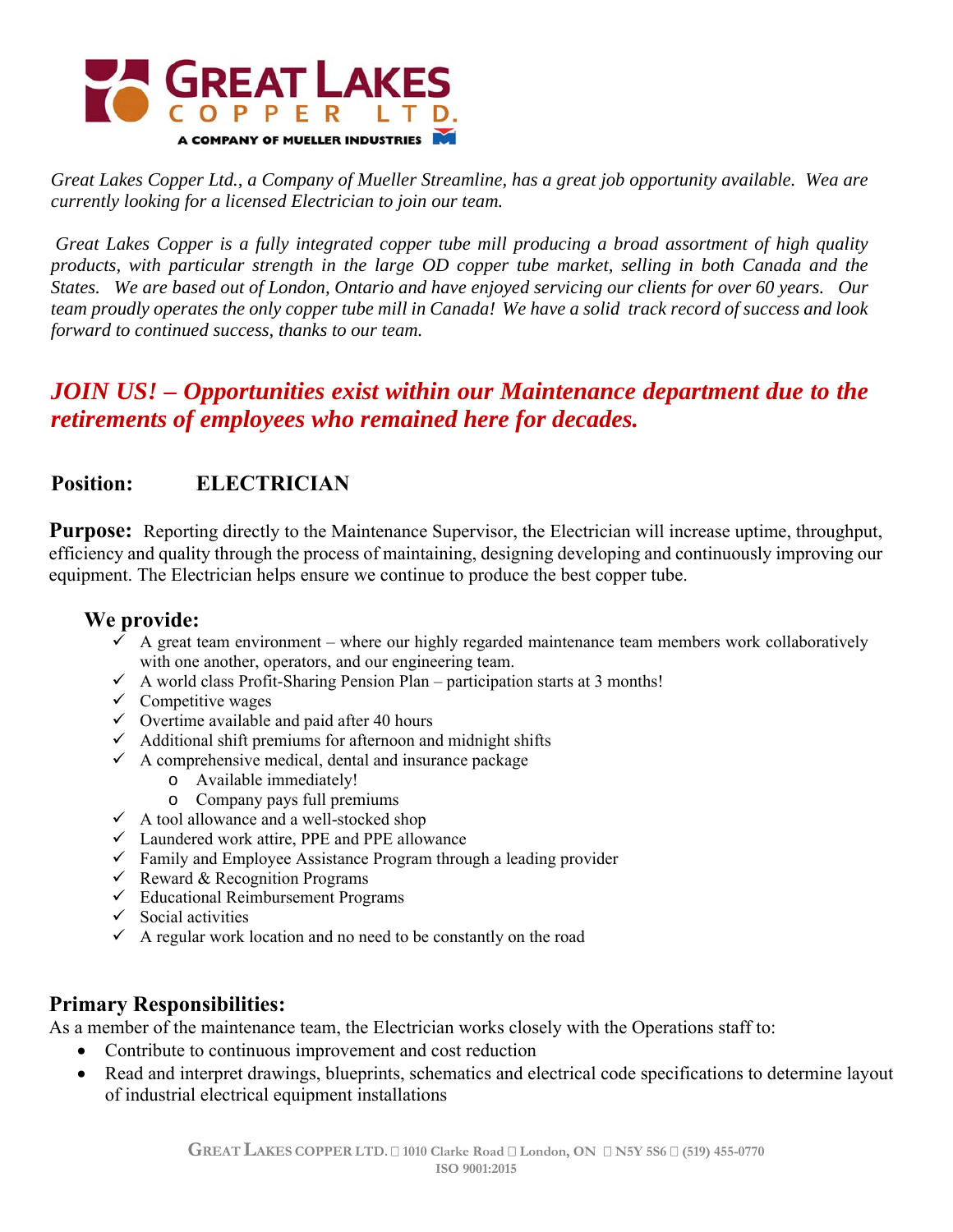# GREAT LAKES COPPER LTD.

A COMPANY OF MUELLER INDUSTRIES

*Great Lakes Copper Ltd., a Company of Mueller Streamline, has a great job opportunity available. Wea are currently looking for a licensed Electrician to join our team.*

*Great Lakes Copper is a fully integrated copper tube mill producing a broad assortment of high quality products, with particular strength in the large OD copper tube market, selling in both Canada and the States. We are based out of London, Ontario and have enjoyed servicing our clients for over 60 years. Our team proudly operates the only copper tube mill in Canada! We have a solid track record of success and look forward to continued success, thanks to our team.*

## *JOIN US! – Opportunities exist within our Maintenance department due to the retirements of employees who remained here for decades.*

## Position: ELECTRICIAN

**Purpose:** Reporting directly to the Maintenance Supervisor, the Electrician will increase uptime, throughput, efficiency and quality through the process of maintaining, designing developing and continuously improving our equipment. The Electrician helps ensure we continue to produce the best copper tube.

### We provide:

- ✓ A great team environment – where our highly regarded maintenance team members work collaboratively with one another, operators, and our engineering team.
- ✓ A world class Profit-Sharing Pension Plan – participation starts at 3 months!
- ✓ Competitive wages
- ✓ Overtime available and paid after 40 hours
- ✓ Additional shift premiums for afternoon and midnight shifts
- ✓ A comprehensive medical, dental and insurance package
  - Available immediately!
  - Company pays full premiums
- ✓ A tool allowance and a well-stocked shop
- ✓ Laundered work attire, PPE and PPE allowance
- ✓ Family and Employee Assistance Program through a leading provider
- ✓ Reward & Recognition Programs
- ✓ Educational Reimbursement Programs
- ✓ Social activities
- ✓ A regular work location and no need to be constantly on the road

### Primary Responsibilities:

As a member of the maintenance team, the Electrician works closely with the Operations staff to:

- Contribute to continuous improvement and cost reduction
- Read and interpret drawings, blueprints, schematics and electrical code specifications to determine layout of industrial electrical equipment installations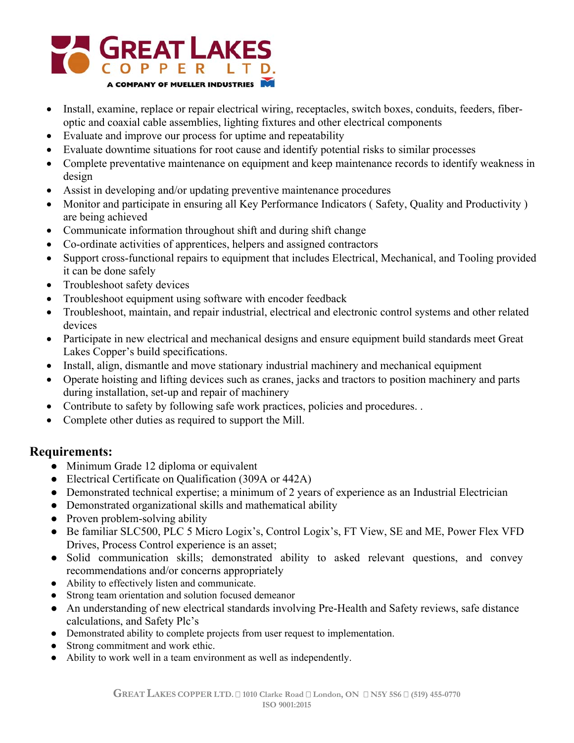- Install, examine, replace or repair electrical wiring, receptacles, switch boxes, conduits, feeders, fiber-optic and coaxial cable assemblies, lighting fixtures and other electrical components
- Evaluate and improve our process for uptime and repeatability
- Evaluate downtime situations for root cause and identify potential risks to similar processes
- Complete preventative maintenance on equipment and keep maintenance records to identify weakness in design
- Assist in developing and/or updating preventive maintenance procedures
- Monitor and participate in ensuring all Key Performance Indicators ( Safety, Quality and Productivity ) are being achieved
- Communicate information throughout shift and during shift change
- Co-ordinate activities of apprentices, helpers and assigned contractors
- Support cross-functional repairs to equipment that includes Electrical, Mechanical, and Tooling provided it can be done safely
- Troubleshoot safety devices
- Troubleshoot equipment using software with encoder feedback
- Troubleshoot, maintain, and repair industrial, electrical and electronic control systems and other related devices
- Participate in new electrical and mechanical designs and ensure equipment build standards meet Great Lakes Copper's build specifications.
- Install, align, dismantle and move stationary industrial machinery and mechanical equipment
- Operate hoisting and lifting devices such as cranes, jacks and tractors to position machinery and parts during installation, set-up and repair of machinery
- Contribute to safety by following safe work practices, policies and procedures. .
- Complete other duties as required to support the Mill.

## Requirements:

- Minimum Grade 12 diploma or equivalent
- Electrical Certificate on Qualification (309A or 442A)
- Demonstrated technical expertise; a minimum of 2 years of experience as an Industrial Electrician
- Demonstrated organizational skills and mathematical ability
- Proven problem-solving ability
- Be familiar SLC500, PLC 5 Micro Logix's, Control Logix's, FT View, SE and ME, Power Flex VFD Drives, Process Control experience is an asset;
- Solid communication skills; demonstrated ability to asked relevant questions, and convey recommendations and/or concerns appropriately
- Ability to effectively listen and communicate.
- Strong team orientation and solution focused demeanor
- An understanding of new electrical standards involving Pre-Health and Safety reviews, safe distance calculations, and Safety Plc's
- Demonstrated ability to complete projects from user request to implementation.
- Strong commitment and work ethic.
- Ability to work well in a team environment as well as independently.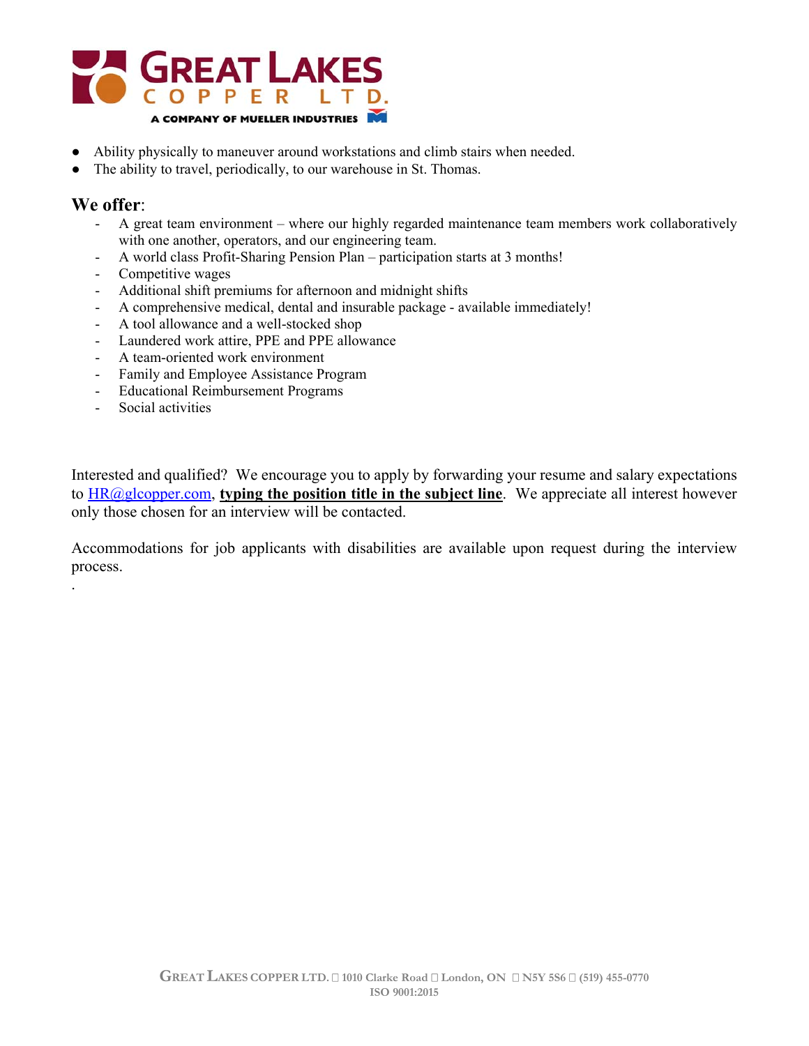- Ability physically to maneuver around workstations and climb stairs when needed.
- The ability to travel, periodically, to our warehouse in St. Thomas.

## We offer:

- A great team environment – where our highly regarded maintenance team members work collaboratively with one another, operators, and our engineering team.
- A world class Profit-Sharing Pension Plan – participation starts at 3 months!
- Competitive wages
- Additional shift premiums for afternoon and midnight shifts
- A comprehensive medical, dental and insurable package - available immediately!
- A tool allowance and a well-stocked shop
- Laundered work attire, PPE and PPE allowance
- A team-oriented work environment
- Family and Employee Assistance Program
- Educational Reimbursement Programs
- Social activities

Interested and qualified? We encourage you to apply by forwarding your resume and salary expectations to HR@glcopper.com, **typing the position title in the subject line**. We appreciate all interest however only those chosen for an interview will be contacted.

Accommodations for job applicants with disabilities are available upon request during the interview process.